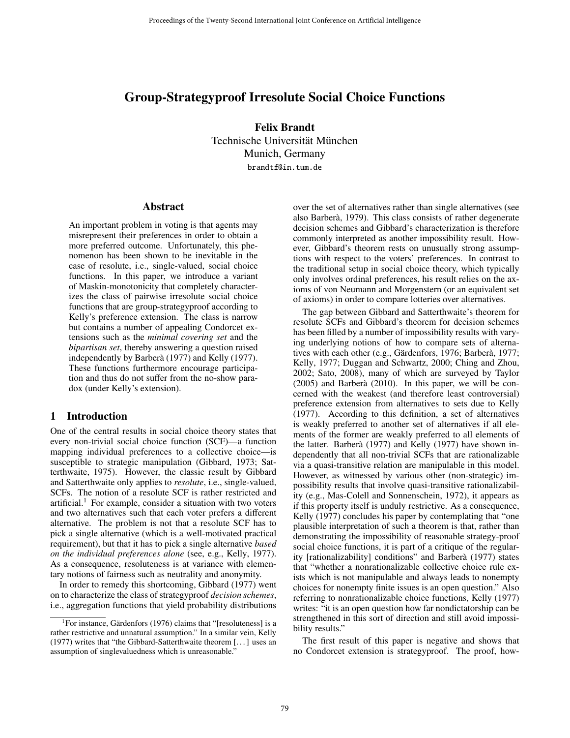# Group-Strategyproof Irresolute Social Choice Functions

**Felix Brandt**
Technische Universität München
Munich, Germany
brandtf@in.tum.de

## Abstract

An important problem in voting is that agents may misrepresent their preferences in order to obtain a more preferred outcome. Unfortunately, this phenomenon has been shown to be inevitable in the case of resolute, i.e., single-valued, social choice functions. In this paper, we introduce a variant of Maskin-monotonicity that completely characterizes the class of pairwise irresolute social choice functions that are group-strategyproof according to Kelly's preference extension. The class is narrow but contains a number of appealing Condorcet extensions such as the *minimal covering set* and the *bipartisan set*, thereby answering a question raised independently by Barberà (1977) and Kelly (1977). These functions furthermore encourage participation and thus do not suffer from the no-show paradox (under Kelly's extension).

## 1 Introduction

One of the central results in social choice theory states that every non-trivial social choice function (SCF)—a function mapping individual preferences to a collective choice—is susceptible to strategic manipulation (Gibbard, 1973; Satterthwaite, 1975). However, the classic result by Gibbard and Satterthwaite only applies to *resolute*, i.e., single-valued, SCFs. The notion of a resolute SCF is rather restricted and artificial.[1] For example, consider a situation with two voters and two alternatives such that each voter prefers a different alternative. The problem is not that a resolute SCF has to pick a single alternative (which is a well-motivated practical requirement), but that it has to pick a single alternative *based on the individual preferences alone* (see, e.g., Kelly, 1977). As a consequence, resoluteness is at variance with elementary notions of fairness such as neutrality and anonymity.

In order to remedy this shortcoming, Gibbard (1977) went on to characterize the class of strategyproof *decision schemes*, i.e., aggregation functions that yield probability distributions over the set of alternatives rather than single alternatives (see also Barberà, 1979). This class consists of rather degenerate decision schemes and Gibbard's characterization is therefore commonly interpreted as another impossibility result. However, Gibbard's theorem rests on unusually strong assumptions with respect to the voters' preferences. In contrast to the traditional setup in social choice theory, which typically only involves ordinal preferences, his result relies on the axioms of von Neumann and Morgenstern (or an equivalent set of axioms) in order to compare lotteries over alternatives.

The gap between Gibbard and Satterthwaite's theorem for resolute SCFs and Gibbard's theorem for decision schemes has been filled by a number of impossibility results with varying underlying notions of how to compare sets of alternatives with each other (e.g., Gärdenfors, 1976; Barberà, 1977; Kelly, 1977; Duggan and Schwartz, 2000; Ching and Zhou, 2002; Sato, 2008), many of which are surveyed by Taylor (2005) and Barberà (2010). In this paper, we will be concerned with the weakest (and therefore least controversial) preference extension from alternatives to sets due to Kelly (1977). According to this definition, a set of alternatives is weakly preferred to another set of alternatives if all elements of the former are weakly preferred to all elements of the latter. Barberà (1977) and Kelly (1977) have shown independently that all non-trivial SCFs that are rationalizable via a quasi-transitive relation are manipulable in this model. However, as witnessed by various other (non-strategic) impossibility results that involve quasi-transitive rationalizability (e.g., Mas-Colell and Sonnenschein, 1972), it appears as if this property itself is unduly restrictive. As a consequence, Kelly (1977) concludes his paper by contemplating that "one plausible interpretation of such a theorem is that, rather than demonstrating the impossibility of reasonable strategy-proof social choice functions, it is part of a critique of the regularity [rationalizability] conditions" and Barberà (1977) states that "whether a nonrationalizable collective choice rule exists which is not manipulable and always leads to nonempty choices for nonempty finite issues is an open question." Also referring to nonrationalizable choice functions, Kelly (1977) writes: "it is an open question how far nondictatorship can be strengthened in this sort of direction and still avoid impossibility results."

The first result of this paper is negative and shows that no Condorcet extension is strategyproof. The proof, how-

[1] For instance, Gärdenfors (1976) claims that "[resoluteness] is a rather restrictive and unnatural assumption." In a similar vein, Kelly (1977) writes that "the Gibbard-Satterthwaite theorem [...] uses an assumption of singlevaluedness which is unreasonable."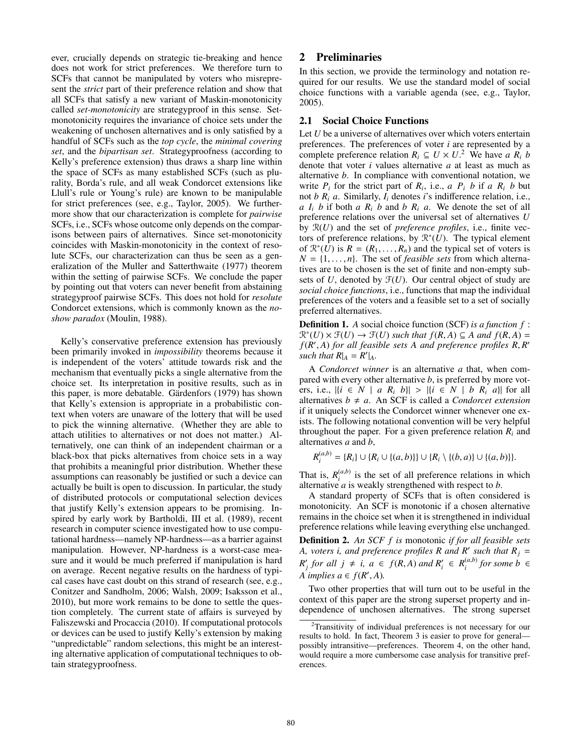ever, crucially depends on strategic tie-breaking and hence does not work for strict preferences. We therefore turn to SCFs that cannot be manipulated by voters who misrepresent the *strict* part of their preference relation and show that all SCFs that satisfy a new variant of Maskin-monotonicity called *set-monotonicity* are strategyproof in this sense. Set-monotonicity requires the invariance of choice sets under the weakening of unchosen alternatives and is only satisfied by a handful of SCFs such as the *top cycle*, the *minimal covering set*, and the *bipartisan set*. Strategyproofness (according to Kelly's preference extension) thus draws a sharp line within the space of SCFs as many established SCFs (such as plurality, Borda's rule, and all weak Condorcet extensions like Llull's rule or Young's rule) are known to be manipulable for strict preferences (see, e.g., Taylor, 2005). We furthermore show that our characterization is complete for *pairwise* SCFs, i.e., SCFs whose outcome only depends on the comparisons between pairs of alternatives. Since set-monotonicity coincides with Maskin-monotonicity in the context of resolute SCFs, our characterization can thus be seen as a generalization of the Muller and Satterthwaite (1977) theorem within the setting of pairwise SCFs. We conclude the paper by pointing out that voters can never benefit from abstaining strategyproof pairwise SCFs. This does not hold for *resolute* Condorcet extensions, which is commonly known as the *no-show paradox* (Moulin, 1988).

Kelly's conservative preference extension has previously been primarily invoked in *impossibility* theorems because it is independent of the voters' attitude towards risk and the mechanism that eventually picks a single alternative from the choice set. Its interpretation in positive results, such as in this paper, is more debatable. Gärdenfors (1979) has shown that Kelly's extension is appropriate in a probabilistic context when voters are unaware of the lottery that will be used to pick the winning alternative. (Whether they are able to attach utilities to alternatives or not does not matter.) Alternatively, one can think of an independent chairman or a black-box that picks alternatives from choice sets in a way that prohibits a meaningful prior distribution. Whether these assumptions can reasonably be justified or such a device can actually be built is open to discussion. In particular, the study of distributed protocols or computational selection devices that justify Kelly's extension appears to be promising. Inspired by early work by Bartholdi, III et al. (1989), recent research in computer science investigated how to use computational hardness—namely NP-hardness—as a barrier against manipulation. However, NP-hardness is a worst-case measure and it would be much preferred if manipulation is hard on average. Recent negative results on the hardness of typical cases have cast doubt on this strand of research (see, e.g., Conitzer and Sandholm, 2006; Walsh, 2009; Isaksson et al., 2010), but more work remains to be done to settle the question completely. The current state of affairs is surveyed by Faliszewski and Procaccia (2010). If computational protocols or devices can be used to justify Kelly's extension by making "unpredictable" random selections, this might be an interesting alternative application of computational techniques to obtain strategyproofness.

## 2 Preliminaries

In this section, we provide the terminology and notation required for our results. We use the standard model of social choice functions with a variable agenda (see, e.g., Taylor, 2005).

### 2.1 Social Choice Functions

Let $U$ be a universe of alternatives over which voters entertain preferences. The preferences of voter $i$ are represented by a complete preference relation $R_i \subseteq U \times U$.[2] We have $a \; R_i \; b$ denote that voter $i$ values alternative $a$ at least as much as alternative $b$. In compliance with conventional notation, we write $P_i$ for the strict part of $R_i$, i.e., $a \; P_i \; b$ if $a \; R_i \; b$ but not $b \; R_i \; a$. Similarly, $I_i$ denotes $i$'s indifference relation, i.e., $a \; I_i \; b$ if both $a \; R_i \; b$ and $b \; R_i \; a$. We denote the set of all preference relations over the universal set of alternatives $U$ by $\mathcal{R}(U)$ and the set of *preference profiles*, i.e., finite vectors of preference relations, by $\mathcal{R}^*(U)$. The typical element of $\mathcal{R}^*(U)$ is $R = (R_1, \ldots, R_n)$ and the typical set of voters is $N = \{1, \ldots, n\}$. The set of *feasible sets* from which alternatives are to be chosen is the set of finite and non-empty subsets of $U$, denoted by $\mathcal{F}(U)$. Our central object of study are *social choice functions*, i.e., functions that map the individual preferences of the voters and a feasible set to a set of socially preferred alternatives.

**Definition 1.** *A* social choice function (SCF) *is a function* $f : \mathcal{R}^*(U) \times \mathcal{F}(U) \to \mathcal{F}(U)$ *such that* $f(R, A) \subseteq A$ *and* $f(R, A) = f(R', A)$ *for all feasible sets* $A$ *and preference profiles* $R, R'$ *such that* $R|_A = R'|_A$.

A *Condorcet winner* is an alternative $a$ that, when compared with every other alternative $b$, is preferred by more voters, i.e., $|\{i \in N \mid a \; R_i \; b\}| > |\{i \in N \mid b \; R_i \; a\}|$ for all alternatives $b \neq a$. An SCF is called a *Condorcet extension* if it uniquely selects the Condorcet winner whenever one exists. The following notational convention will be very helpful throughout the paper. For a given preference relation $R_i$ and alternatives $a$ and $b$,

$$R_i^{(a,b)} = \{R_i\} \cup \{R_i \cup \{(a, b)\}\} \cup \{R_i \setminus \{(b, a)\} \cup \{(a, b)\}\}.$$

That is, $R_i^{(a,b)}$ is the set of all preference relations in which alternative $a$ is weakly strengthened with respect to $b$.

A standard property of SCFs that is often considered is monotonicity. An SCF is monotonic if a chosen alternative remains in the choice set when it is strengthened in individual preference relations while leaving everything else unchanged.

**Definition 2.** *An SCF* $f$ *is* monotonic *if for all feasible sets* $A$*, voters* $i$*, and preference profiles* $R$ *and* $R'$ *such that* $R_j = R'_j$ *for all* $j \neq i$*,* $a \in f(R, A)$ *and* $R'_i \in R_i^{(a,b)}$ *for some* $b \in A$ *implies* $a \in f(R', A)$.

Two other properties that will turn out to be useful in the context of this paper are the strong superset property and independence of unchosen alternatives. The strong superset

[2] Transitivity of individual preferences is not necessary for our results to hold. In fact, Theorem 3 is easier to prove for general—possibly intransitive—preferences. Theorem 4, on the other hand, would require a more cumbersome case analysis for transitive preferences.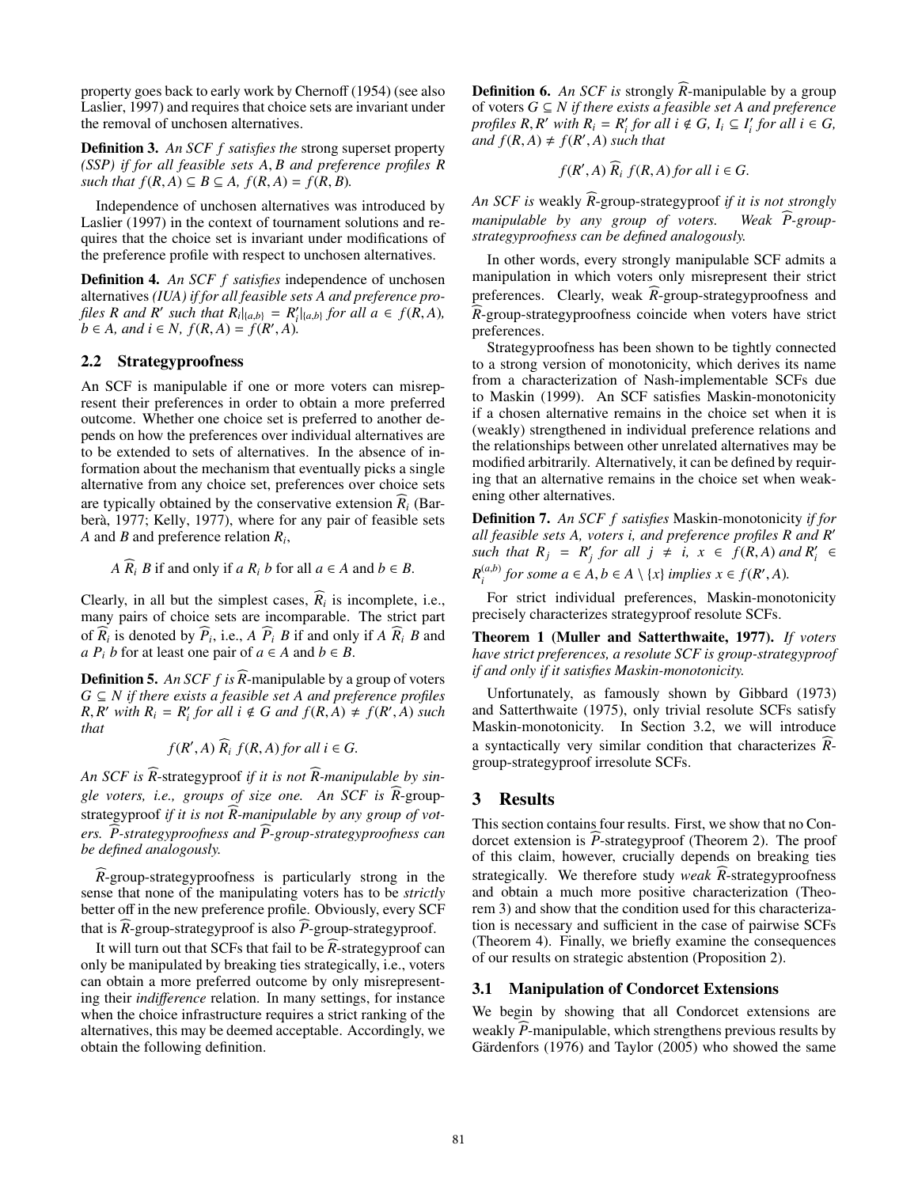property goes back to early work by Chernoff (1954) (see also Laslier, 1997) and requires that choice sets are invariant under the removal of unchosen alternatives.

**Definition 3.** *An SCF $f$ satisfies the* strong superset property *(SSP) if for all feasible sets $A, B$ and preference profiles $R$ such that $f(R, A) \subseteq B \subseteq A$, $f(R, A) = f(R, B)$.*

Independence of unchosen alternatives was introduced by Laslier (1997) in the context of tournament solutions and requires that the choice set is invariant under modifications of the preference profile with respect to unchosen alternatives.

**Definition 4.** *An SCF $f$ satisfies* independence of unchosen alternatives *(IUA) if for all feasible sets $A$ and preference profiles $R$ and $R'$ such that $R_i|_{\{a,b\}} = R'_i|_{\{a,b\}}$ for all $a \in f(R, A)$, $b \in A$, and $i \in N$, $f(R, A) = f(R', A)$.*

## 2.2 Strategyproofness

An SCF is manipulable if one or more voters can misrepresent their preferences in order to obtain a more preferred outcome. Whether one choice set is preferred to another depends on how the preferences over individual alternatives are to be extended to sets of alternatives. In the absence of information about the mechanism that eventually picks a single alternative from any choice set, preferences over choice sets are typically obtained by the conservative extension $\widehat{R}_i$ (Barberà, 1977; Kelly, 1977), where for any pair of feasible sets $A$ and $B$ and preference relation $R_i$,

$$A \; \widehat{R}_i \; B \text{ if and only if } a \; R_i \; b \text{ for all } a \in A \text{ and } b \in B.$$

Clearly, in all but the simplest cases, $\widehat{R}_i$ is incomplete, i.e., many pairs of choice sets are incomparable. The strict part of $\widehat{R}_i$ is denoted by $\widehat{P}_i$, i.e., $A \; \widehat{P}_i \; B$ if and only if $A \; \widehat{R}_i \; B$ and $a \; P_i \; b$ for at least one pair of $a \in A$ and $b \in B$.

**Definition 5.** *An SCF $f$ is* $\widehat{R}$-manipulable by a group of voters *$G \subseteq N$ if there exists a feasible set $A$ and preference profiles $R, R'$ with $R_i = R'_i$ for all $i \notin G$ and $f(R, A) \neq f(R', A)$ such that*

$$f(R', A) \; \widehat{R}_i \; f(R, A) \text{ for all } i \in G.$$

*An SCF is* $\widehat{R}$-strategyproof *if it is not $\widehat{R}$-manipulable by single voters, i.e., groups of size one. An SCF is* $\widehat{R}$-group-strategyproof *if it is not $\widehat{R}$-manipulable by any group of voters. $\widehat{P}$-strategyproofness and $\widehat{P}$-group-strategyproofness can be defined analogously.*

$\widehat{R}$-group-strategyproofness is particularly strong in the sense that none of the manipulating voters has to be *strictly* better off in the new preference profile. Obviously, every SCF that is $\widehat{R}$-group-strategyproof is also $\widehat{P}$-group-strategyproof.

It will turn out that SCFs that fail to be $\widehat{R}$-strategyproof can only be manipulated by breaking ties strategically, i.e., voters can obtain a more preferred outcome by only misrepresenting their *indifference* relation. In many settings, for instance when the choice infrastructure requires a strict ranking of the alternatives, this may be deemed acceptable. Accordingly, we obtain the following definition.

**Definition 6.** *An SCF is* strongly $\widehat{R}$-manipulable by a group of voters *$G \subseteq N$ if there exists a feasible set $A$ and preference profiles $R, R'$ with $R_i = R'_i$ for all $i \notin G$, $I_i \subseteq I'_i$ for all $i \in G$, and $f(R, A) \neq f(R', A)$ such that*

$$f(R', A) \; \widehat{R}_i \; f(R, A) \text{ for all } i \in G.$$

*An SCF is* weakly $\widehat{R}$-group-strategyproof *if it is not strongly manipulable by any group of voters. Weak $\widehat{P}$-group-strategyproofness can be defined analogously.*

In other words, every strongly manipulable SCF admits a manipulation in which voters only misrepresent their strict preferences. Clearly, weak $\widehat{R}$-group-strategyproofness and $\widehat{R}$-group-strategyproofness coincide when voters have strict preferences.

Strategyproofness has been shown to be tightly connected to a strong version of monotonicity, which derives its name from a characterization of Nash-implementable SCFs due to Maskin (1999). An SCF satisfies Maskin-monotonicity if a chosen alternative remains in the choice set when it is (weakly) strengthened in individual preference relations and the relationships between other unrelated alternatives may be modified arbitrarily. Alternatively, it can be defined by requiring that an alternative remains in the choice set when weakening other alternatives.

**Definition 7.** *An SCF $f$ satisfies* Maskin-monotonicity *if for all feasible sets $A$, voters $i$, and preference profiles $R$ and $R'$ such that $R_j = R'_j$ for all $j \neq i$, $x \in f(R, A)$ and $R'_i \in R_i^{(a,b)}$ for some $a \in A, b \in A \setminus \{x\}$ implies $x \in f(R', A)$.*

For strict individual preferences, Maskin-monotonicity precisely characterizes strategyproof resolute SCFs.

**Theorem 1 (Muller and Satterthwaite, 1977).** *If voters have strict preferences, a resolute SCF is group-strategyproof if and only if it satisfies Maskin-monotonicity.*

Unfortunately, as famously shown by Gibbard (1973) and Satterthwaite (1975), only trivial resolute SCFs satisfy Maskin-monotonicity. In Section 3.2, we will introduce a syntactically very similar condition that characterizes $\widehat{R}$-group-strategyproof irresolute SCFs.

# 3 Results

This section contains four results. First, we show that no Condorcet extension is $\widehat{P}$-strategyproof (Theorem 2). The proof of this claim, however, crucially depends on breaking ties strategically. We therefore study *weak* $\widehat{R}$-strategyproofness and obtain a much more positive characterization (Theorem 3) and show that the condition used for this characterization is necessary and sufficient in the case of pairwise SCFs (Theorem 4). Finally, we briefly examine the consequences of our results on strategic abstention (Proposition 2).

## 3.1 Manipulation of Condorcet Extensions

We begin by showing that all Condorcet extensions are weakly $\widehat{P}$-manipulable, which strengthens previous results by Gärdenfors (1976) and Taylor (2005) who showed the same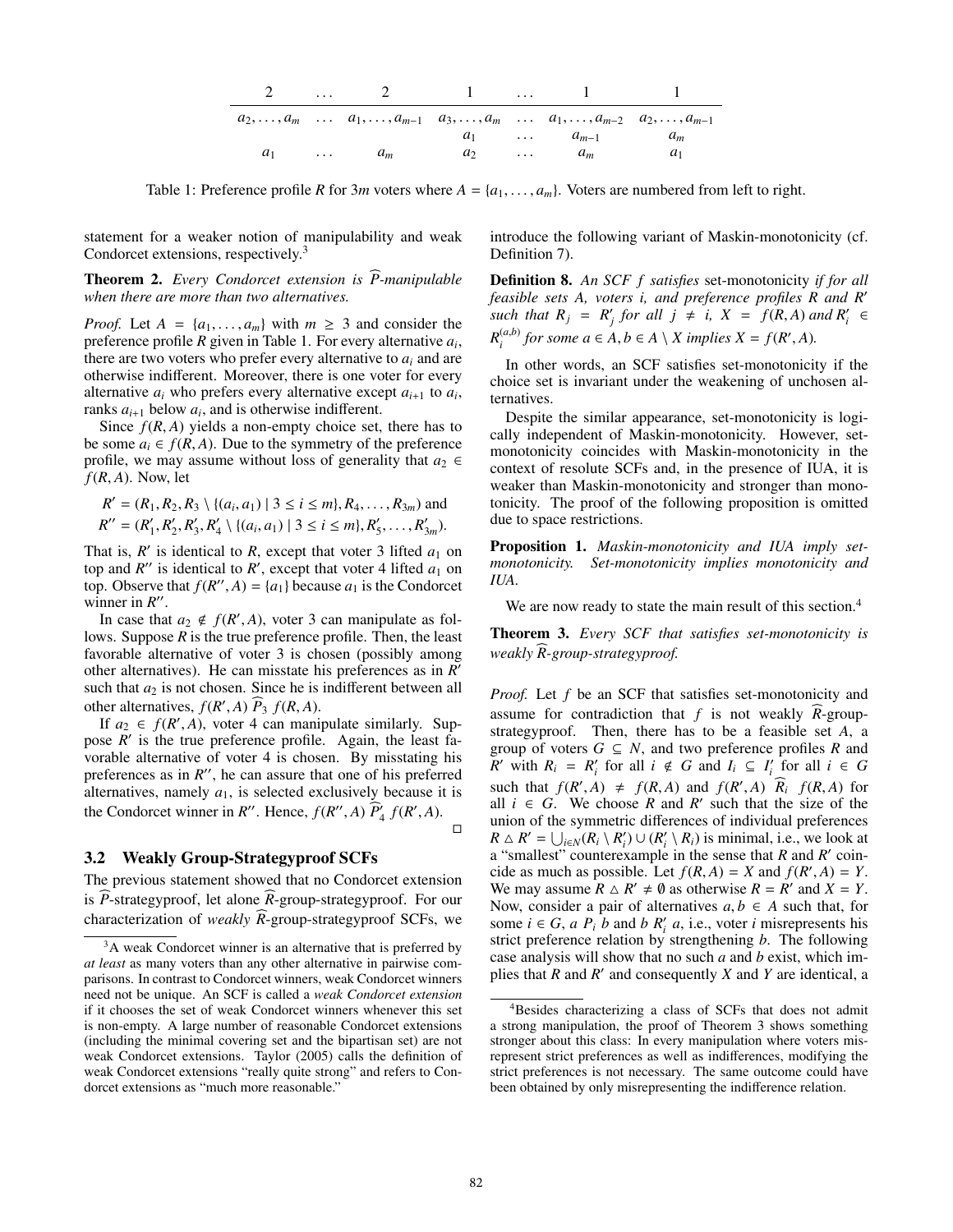| 2 | … | 2 | 1 | … | 1 | 1 |
|---|---|---|---|---|---|---|
| $a_2, \ldots, a_m$ | … | $a_1, \ldots, a_{m-1}$ | $a_3, \ldots, a_m$ | … | $a_1, \ldots, a_{m-2}$ | $a_2, \ldots, a_{m-1}$ |
| | | | $a_1$ | … | $a_{m-1}$ | $a_m$ |
| $a_1$ | … | $a_m$ | $a_2$ | … | $a_m$ | $a_1$ |

Table 1: Preference profile $R$ for $3m$ voters where $A = \{a_1, \ldots, a_m\}$. Voters are numbered from left to right.

statement for a weaker notion of manipulability and weak Condorcet extensions, respectively.[3]

**Theorem 2.** *Every Condorcet extension is $\widehat{P}$-manipulable when there are more than two alternatives.*

*Proof.* Let $A = \{a_1, \ldots, a_m\}$ with $m \geq 3$ and consider the preference profile $R$ given in Table 1. For every alternative $a_i$, there are two voters who prefer every alternative to $a_i$ and are otherwise indifferent. Moreover, there is one voter for every alternative $a_i$ who prefers every alternative except $a_{i+1}$ to $a_i$, ranks $a_{i+1}$ below $a_i$, and is otherwise indifferent.

Since $f(R, A)$ yields a non-empty choice set, there has to be some $a_i \in f(R, A)$. Due to the symmetry of the preference profile, we may assume without loss of generality that $a_2 \in f(R, A)$. Now, let

$$R' = (R_1, R_2, R_3 \setminus \{(a_i, a_1) \mid 3 \leq i \leq m\}, R_4, \ldots, R_{3m}) \text{ and}$$
$$R'' = (R'_1, R'_2, R'_3, R'_4 \setminus \{(a_i, a_1) \mid 3 \leq i \leq m\}, R'_5, \ldots, R'_{3m}).$$

That is, $R'$ is identical to $R$, except that voter 3 lifted $a_1$ on top and $R''$ is identical to $R'$, except that voter 4 lifted $a_1$ on top. Observe that $f(R'', A) = \{a_1\}$ because $a_1$ is the Condorcet winner in $R''$.

In case that $a_2 \notin f(R', A)$, voter 3 can manipulate as follows. Suppose $R$ is the true preference profile. Then, the least favorable alternative of voter 3 is chosen (possibly among other alternatives). He can misstate his preferences as in $R'$ such that $a_2$ is not chosen. Since he is indifferent between all other alternatives, $f(R', A) \mathrel{\widehat{P}_3} f(R, A)$.

If $a_2 \in f(R', A)$, voter 4 can manipulate similarly. Suppose $R'$ is the true preference profile. Again, the least favorable alternative of voter 4 is chosen. By misstating his preferences as in $R''$, he can assure that one of his preferred alternatives, namely $a_1$, is selected exclusively because it is the Condorcet winner in $R''$. Hence, $f(R'', A) \mathrel{\widehat{P}'_4} f(R', A)$. ∎

### 3.2 Weakly Group-Strategyproof SCFs

The previous statement showed that no Condorcet extension is $\widehat{P}$-strategyproof, let alone $\widehat{R}$-group-strategyproof. For our characterization of *weakly* $\widehat{R}$-group-strategyproof SCFs, we introduce the following variant of Maskin-monotonicity (cf. Definition 7).

**Definition 8.** *An SCF $f$ satisfies* set-monotonicity *if for all feasible sets $A$, voters $i$, and preference profiles $R$ and $R'$ such that $R_j = R'_j$ for all $j \neq i$, $X = f(R, A)$ and $R'_i \in R_i^{(a,b)}$ for some $a \in A, b \in A \setminus X$ implies $X = f(R', A)$.*

In other words, an SCF satisfies set-monotonicity if the choice set is invariant under the weakening of unchosen alternatives.

Despite the similar appearance, set-monotonicity is logically independent of Maskin-monotonicity. However, set-monotonicity coincides with Maskin-monotonicity in the context of resolute SCFs and, in the presence of IUA, it is weaker than Maskin-monotonicity and stronger than monotonicity. The proof of the following proposition is omitted due to space restrictions.

**Proposition 1.** *Maskin-monotonicity and IUA imply set-monotonicity. Set-monotonicity implies monotonicity and IUA.*

We are now ready to state the main result of this section.[4]

**Theorem 3.** *Every SCF that satisfies set-monotonicity is weakly $\widehat{R}$-group-strategyproof.*

*Proof.* Let $f$ be an SCF that satisfies set-monotonicity and assume for contradiction that $f$ is not weakly $\widehat{R}$-group-strategyproof. Then, there has to be a feasible set $A$, a group of voters $G \subseteq N$, and two preference profiles $R$ and $R'$ with $R_i = R'_i$ for all $i \notin G$ and $I_i \subseteq I'_i$ for all $i \in G$ such that $f(R', A) \neq f(R, A)$ and $f(R', A) \mathrel{\widehat{R}_i} f(R, A)$ for all $i \in G$. We choose $R$ and $R'$ such that the size of the union of the symmetric differences of individual preferences $R \mathbin{\triangle} R' = \bigcup_{i \in N} (R_i \setminus R'_i) \cup (R'_i \setminus R_i)$ is minimal, i.e., we look at a "smallest" counterexample in the sense that $R$ and $R'$ coincide as much as possible. Let $f(R, A) = X$ and $f(R', A) = Y$. We may assume $R \mathbin{\triangle} R' \neq \emptyset$ as otherwise $R = R'$ and $X = Y$. Now, consider a pair of alternatives $a, b \in A$ such that, for some $i \in G$, $a \mathrel{P_i} b$ and $b \mathrel{R'_i} a$, i.e., voter $i$ misrepresents his strict preference relation by strengthening $b$. The following case analysis will show that no such $a$ and $b$ exist, which implies that $R$ and $R'$ and consequently $X$ and $Y$ are identical, a

[3] A weak Condorcet winner is an alternative that is preferred by *at least* as many voters than any other alternative in pairwise comparisons. In contrast to Condorcet winners, weak Condorcet winners need not be unique. An SCF is called a *weak Condorcet extension* if it chooses the set of weak Condorcet winners whenever this set is non-empty. A large number of reasonable Condorcet extensions (including the minimal covering set and the bipartisan set) are not weak Condorcet extensions. Taylor (2005) calls the definition of weak Condorcet extensions "really quite strong" and refers to Condorcet extensions as "much more reasonable."

[4] Besides characterizing a class of SCFs that does not admit a strong manipulation, the proof of Theorem 3 shows something stronger about this class: In every manipulation where voters misrepresent strict preferences as well as indifferences, modifying the strict preferences is not necessary. The same outcome could have been obtained by only misrepresenting the indifference relation.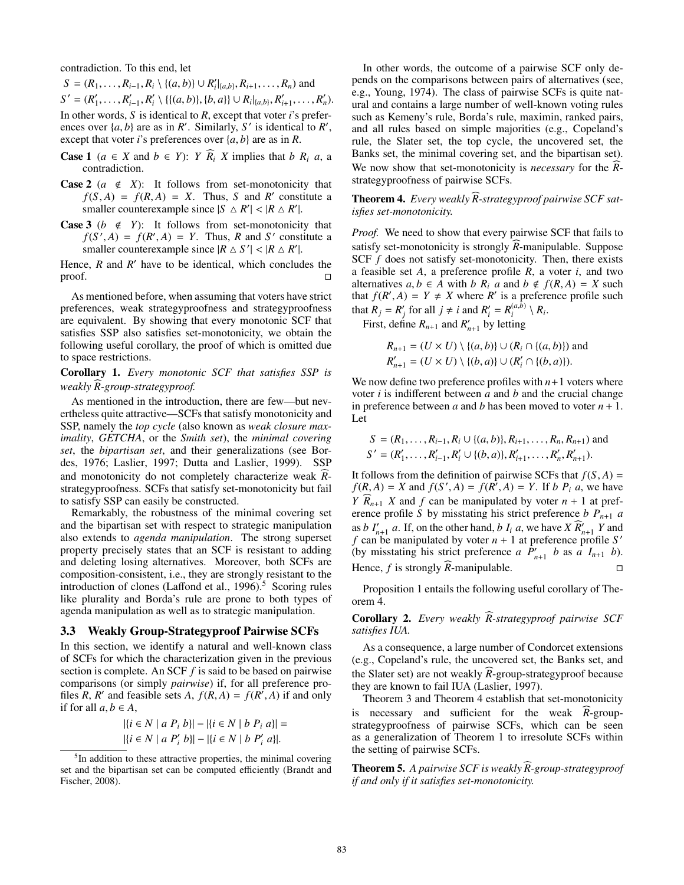contradiction. To this end, let

$S = (R_1, \ldots, R_{i-1}, R_i \setminus \{(a,b)\} \cup R'_i|_{\{a,b\}}, R_{i+1}, \ldots, R_n)$ and

$S' = (R'_1, \ldots, R'_{i-1}, R'_i \setminus \{\{(a,b)\}, \{b,a\}\} \cup R_i|_{\{a,b\}}, R'_{i+1}, \ldots, R'_n)$.

In other words, $S$ is identical to $R$, except that voter $i$'s preferences over $\{a,b\}$ are as in $R'$. Similarly, $S'$ is identical to $R'$, except that voter $i$'s preferences over $\{a,b\}$ are as in $R$.

**Case 1** ($a \in X$ and $b \in Y$): $Y \,\widehat{R}_i\, X$ implies that $b \; R_i \; a$, a contradiction.

**Case 2** ($a \notin X$): It follows from set-monotonicity that $f(S, A) = f(R, A) = X$. Thus, $S$ and $R'$ constitute a smaller counterexample since $|S \triangle R'| < |R \triangle R'|$.

**Case 3** ($b \notin Y$): It follows from set-monotonicity that $f(S', A) = f(R', A) = Y$. Thus, $R$ and $S'$ constitute a smaller counterexample since $|R \triangle S'| < |R \triangle R'|$.

Hence, $R$ and $R'$ have to be identical, which concludes the proof. □

As mentioned before, when assuming that voters have strict preferences, weak strategyproofness and strategyproofness are equivalent. By showing that every monotonic SCF that satisfies SSP also satisfies set-monotonicity, we obtain the following useful corollary, the proof of which is omitted due to space restrictions.

**Corollary 1.** *Every monotonic SCF that satisfies SSP is weakly $\widehat{R}$-group-strategyproof.*

As mentioned in the introduction, there are few—but nevertheless quite attractive—SCFs that satisfy monotonicity and SSP, namely the *top cycle* (also known as *weak closure maximality*, *GETCHA*, or the *Smith set*), the *minimal covering set*, the *bipartisan set*, and their generalizations (see Bordes, 1976; Laslier, 1997; Dutta and Laslier, 1999). SSP and monotonicity do not completely characterize weak $\widehat{R}$-strategyproofness. SCFs that satisfy set-monotonicity but fail to satisfy SSP can easily be constructed.

Remarkably, the robustness of the minimal covering set and the bipartisan set with respect to strategic manipulation also extends to *agenda manipulation*. The strong superset property precisely states that an SCF is resistant to adding and deleting losing alternatives. Moreover, both SCFs are composition-consistent, i.e., they are strongly resistant to the introduction of clones (Laffond et al., 1996).[5] Scoring rules like plurality and Borda's rule are prone to both types of agenda manipulation as well as to strategic manipulation.

### 3.3 Weakly Group-Strategyproof Pairwise SCFs

In this section, we identify a natural and well-known class of SCFs for which the characterization given in the previous section is complete. An SCF $f$ is said to be based on pairwise comparisons (or simply *pairwise*) if, for all preference profiles $R$, $R'$ and feasible sets $A$, $f(R, A) = f(R', A)$ if and only if for all $a, b \in A$,

$$|\{i \in N \mid a \; P_i \; b\}| - |\{i \in N \mid b \; P_i \; a\}| = |\{i \in N \mid a \; P'_i \; b\}| - |\{i \in N \mid b \; P'_i \; a\}|.$$

[5] In addition to these attractive properties, the minimal covering set and the bipartisan set can be computed efficiently (Brandt and Fischer, 2008).

In other words, the outcome of a pairwise SCF only depends on the comparisons between pairs of alternatives (see, e.g., Young, 1974). The class of pairwise SCFs is quite natural and contains a large number of well-known voting rules such as Kemeny's rule, Borda's rule, maximin, ranked pairs, and all rules based on simple majorities (e.g., Copeland's rule, the Slater set, the top cycle, the uncovered set, the Banks set, the minimal covering set, and the bipartisan set). We now show that set-monotonicity is *necessary* for the $\widehat{R}$-strategyproofness of pairwise SCFs.

**Theorem 4.** *Every weakly $\widehat{R}$-strategyproof pairwise SCF satisfies set-monotonicity.*

*Proof.* We need to show that every pairwise SCF that fails to satisfy set-monotonicity is strongly $\widehat{R}$-manipulable. Suppose SCF $f$ does not satisfy set-monotonicity. Then, there exists a feasible set $A$, a preference profile $R$, a voter $i$, and two alternatives $a, b \in A$ with $b \; R_i \; a$ and $b \notin f(R, A) = X$ such that $f(R', A) = Y \neq X$ where $R'$ is a preference profile such that $R_j = R'_j$ for all $j \neq i$ and $R'_i = R_i^{(a,b)} \setminus R_i$.

First, define $R_{n+1}$ and $R'_{n+1}$ by letting

$$R_{n+1} = (U \times U) \setminus \{(a,b)\} \cup (R_i \cap \{(a,b)\}) \text{ and}$$
$$R'_{n+1} = (U \times U) \setminus \{(b,a)\} \cup (R'_i \cap \{(b,a)\}).$$

We now define two preference profiles with $n+1$ voters where voter $i$ is indifferent between $a$ and $b$ and the crucial change in preference between $a$ and $b$ has been moved to voter $n+1$. Let

$$S = (R_1, \ldots, R_{i-1}, R_i \cup \{(a,b)\}, R_{i+1}, \ldots, R_n, R_{n+1}) \text{ and}$$
$$S' = (R'_1, \ldots, R'_{i-1}, R'_i \cup \{(b,a)\}, R'_{i+1}, \ldots, R'_n, R'_{n+1}).$$

It follows from the definition of pairwise SCFs that $f(S, A) = f(R, A) = X$ and $f(S', A) = f(R', A) = Y$. If $b \; P_i \; a$, we have $Y \,\widehat{R}_{n+1}\, X$ and $f$ can be manipulated by voter $n+1$ at preference profile $S$ by misstating his strict preference $b \; P_{n+1} \; a$ as $b \; I'_{n+1} \; a$. If, on the other hand, $b \; I_i \; a$, we have $X \,\widehat{R}'_{n+1}\, Y$ and $f$ can be manipulated by voter $n+1$ at preference profile $S'$ (by misstating his strict preference $a \; P'_{n+1} \; b$ as $a \; I_{n+1} \; b$). Hence, $f$ is strongly $\widehat{R}$-manipulable. □

Proposition 1 entails the following useful corollary of Theorem 4.

**Corollary 2.** *Every weakly $\widehat{R}$-strategyproof pairwise SCF satisfies IUA.*

As a consequence, a large number of Condorcet extensions (e.g., Copeland's rule, the uncovered set, the Banks set, and the Slater set) are not weakly $\widehat{R}$-group-strategyproof because they are known to fail IUA (Laslier, 1997).

Theorem 3 and Theorem 4 establish that set-monotonicity is necessary and sufficient for the weak $\widehat{R}$-group-strategyproofness of pairwise SCFs, which can be seen as a generalization of Theorem 1 to irresolute SCFs within the setting of pairwise SCFs.

**Theorem 5.** *A pairwise SCF is weakly $\widehat{R}$-group-strategyproof if and only if it satisfies set-monotonicity.*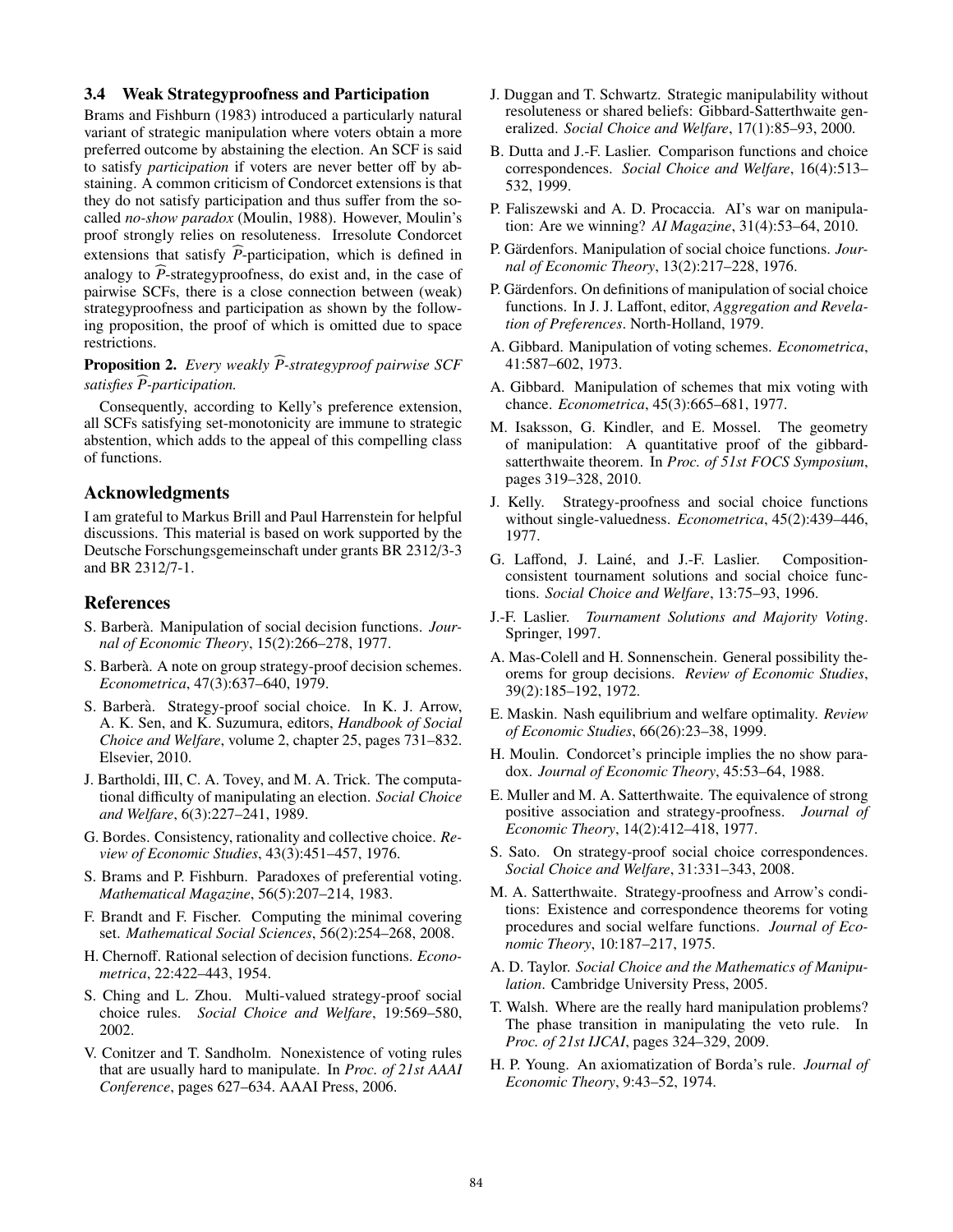### 3.4 Weak Strategyproofness and Participation

Brams and Fishburn (1983) introduced a particularly natural variant of strategic manipulation where voters obtain a more preferred outcome by abstaining the election. An SCF is said to satisfy *participation* if voters are never better off by abstaining. A common criticism of Condorcet extensions is that they do not satisfy participation and thus suffer from the so-called *no-show paradox* (Moulin, 1988). However, Moulin's proof strongly relies on resoluteness. Irresolute Condorcet extensions that satisfy $\widehat{P}$-participation, which is defined in analogy to $\widehat{P}$-strategyproofness, do exist and, in the case of pairwise SCFs, there is a close connection between (weak) strategyproofness and participation as shown by the following proposition, the proof of which is omitted due to space restrictions.

**Proposition 2.** *Every weakly $\widehat{P}$-strategyproof pairwise SCF satisfies $\widehat{P}$-participation.*

Consequently, according to Kelly's preference extension, all SCFs satisfying set-monotonicity are immune to strategic abstention, which adds to the appeal of this compelling class of functions.

## Acknowledgments

I am grateful to Markus Brill and Paul Harrenstein for helpful discussions. This material is based on work supported by the Deutsche Forschungsgemeinschaft under grants BR 2312/3-3 and BR 2312/7-1.

## References

S. Barberà. Manipulation of social decision functions. *Journal of Economic Theory*, 15(2):266–278, 1977.

S. Barberà. A note on group strategy-proof decision schemes. *Econometrica*, 47(3):637–640, 1979.

S. Barberà. Strategy-proof social choice. In K. J. Arrow, A. K. Sen, and K. Suzumura, editors, *Handbook of Social Choice and Welfare*, volume 2, chapter 25, pages 731–832. Elsevier, 2010.

J. Bartholdi, III, C. A. Tovey, and M. A. Trick. The computational difficulty of manipulating an election. *Social Choice and Welfare*, 6(3):227–241, 1989.

G. Bordes. Consistency, rationality and collective choice. *Review of Economic Studies*, 43(3):451–457, 1976.

S. Brams and P. Fishburn. Paradoxes of preferential voting. *Mathematical Magazine*, 56(5):207–214, 1983.

F. Brandt and F. Fischer. Computing the minimal covering set. *Mathematical Social Sciences*, 56(2):254–268, 2008.

H. Chernoff. Rational selection of decision functions. *Econometrica*, 22:422–443, 1954.

S. Ching and L. Zhou. Multi-valued strategy-proof social choice rules. *Social Choice and Welfare*, 19:569–580, 2002.

V. Conitzer and T. Sandholm. Nonexistence of voting rules that are usually hard to manipulate. In *Proc. of 21st AAAI Conference*, pages 627–634. AAAI Press, 2006.

J. Duggan and T. Schwartz. Strategic manipulability without resoluteness or shared beliefs: Gibbard-Satterthwaite generalized. *Social Choice and Welfare*, 17(1):85–93, 2000.

B. Dutta and J.-F. Laslier. Comparison functions and choice correspondences. *Social Choice and Welfare*, 16(4):513–532, 1999.

P. Faliszewski and A. D. Procaccia. AI's war on manipulation: Are we winning? *AI Magazine*, 31(4):53–64, 2010.

P. Gärdenfors. Manipulation of social choice functions. *Journal of Economic Theory*, 13(2):217–228, 1976.

P. Gärdenfors. On definitions of manipulation of social choice functions. In J. J. Laffont, editor, *Aggregation and Revelation of Preferences*. North-Holland, 1979.

A. Gibbard. Manipulation of voting schemes. *Econometrica*, 41:587–602, 1973.

A. Gibbard. Manipulation of schemes that mix voting with chance. *Econometrica*, 45(3):665–681, 1977.

M. Isaksson, G. Kindler, and E. Mossel. The geometry of manipulation: A quantitative proof of the gibbard-satterthwaite theorem. In *Proc. of 51st FOCS Symposium*, pages 319–328, 2010.

J. Kelly. Strategy-proofness and social choice functions without single-valuedness. *Econometrica*, 45(2):439–446, 1977.

G. Laffond, J. Lainé, and J.-F. Laslier. Composition-consistent tournament solutions and social choice functions. *Social Choice and Welfare*, 13:75–93, 1996.

J.-F. Laslier. *Tournament Solutions and Majority Voting*. Springer, 1997.

A. Mas-Colell and H. Sonnenschein. General possibility theorems for group decisions. *Review of Economic Studies*, 39(2):185–192, 1972.

E. Maskin. Nash equilibrium and welfare optimality. *Review of Economic Studies*, 66(26):23–38, 1999.

H. Moulin. Condorcet's principle implies the no show paradox. *Journal of Economic Theory*, 45:53–64, 1988.

E. Muller and M. A. Satterthwaite. The equivalence of strong positive association and strategy-proofness. *Journal of Economic Theory*, 14(2):412–418, 1977.

S. Sato. On strategy-proof social choice correspondences. *Social Choice and Welfare*, 31:331–343, 2008.

M. A. Satterthwaite. Strategy-proofness and Arrow's conditions: Existence and correspondence theorems for voting procedures and social welfare functions. *Journal of Economic Theory*, 10:187–217, 1975.

A. D. Taylor. *Social Choice and the Mathematics of Manipulation*. Cambridge University Press, 2005.

T. Walsh. Where are the really hard manipulation problems? The phase transition in manipulating the veto rule. In *Proc. of 21st IJCAI*, pages 324–329, 2009.

H. P. Young. An axiomatization of Borda's rule. *Journal of Economic Theory*, 9:43–52, 1974.